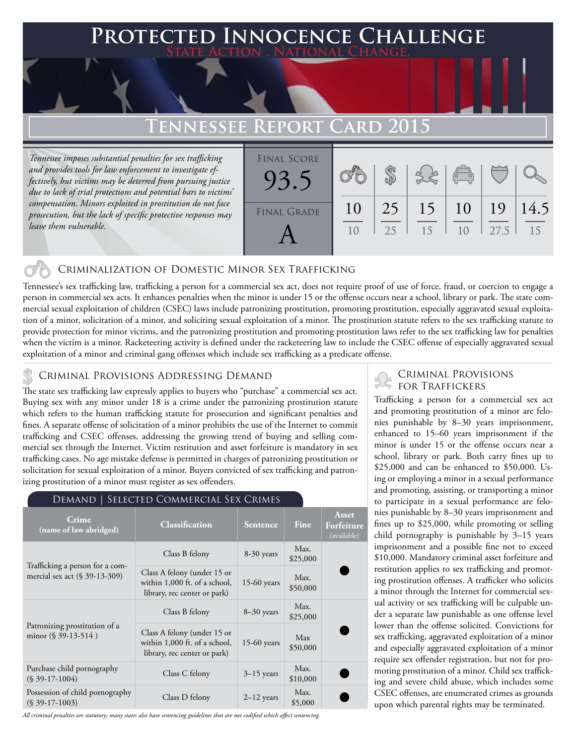# Protected Innocence Challenge

**State Action . National Change.**

## Tennessee Report Card 2015

*Tennessee imposes substantial penalties for sex trafficking and provides tools for law enforcement to investigate effectively, but victims may be deterred from pursuing justice due to lack of trial protections and potential bars to victims' compensation. Minors exploited in prostitution do not face prosecution, but the lack of specific protective responses may leave them vulnerable.*

**Final Score:** 93.5

**Final Grade:** A

| Criminalization of Domestic Minor Sex Trafficking | Criminal Provisions Addressing Demand | Criminal Provisions for Traffickers | Criminal Provisions for Facilitators | Protective Provisions for the Child Victims | Criminal Justice Tools for Investigation and Prosecution |
|---|---|---|---|---|---|
| 10/10 | 25/25 | 15/15 | 10/10 | 19/27.5 | 14.5/15 |

### Criminalization of Domestic Minor Sex Trafficking

Tennessee's sex trafficking law, trafficking a person for a commercial sex act, does not require proof of use of force, fraud, or coercion to engage a person in commercial sex acts. It enhances penalties when the minor is under 15 or the offense occurs near a school, library or park. The state commercial sexual exploitation of children (CSEC) laws include patronizing prostitution, promoting prostitution, especially aggravated sexual exploitation of a minor, solicitation of a minor, and soliciting sexual exploitation of a minor. The prostitution statute refers to the sex trafficking statute to provide protection for minor victims, and the patronizing prostitution and promoting prostitution laws refer to the sex trafficking law for penalties when the victim is a minor. Racketeering activity is defined under the racketeering law to include the CSEC offense of especially aggravated sexual exploitation of a minor and criminal gang offenses which include sex trafficking as a predicate offense.

### Criminal Provisions Addressing Demand

The state sex trafficking law expressly applies to buyers who "purchase" a commercial sex act. Buying sex with any minor under 18 is a crime under the patronizing prostitution statute which refers to the human trafficking statute for prosecution and significant penalties and fines. A separate offense of solicitation of a minor prohibits the use of the Internet to commit trafficking and CSEC offenses, addressing the growing trend of buying and selling commercial sex through the Internet. Victim restitution and asset forfeiture is mandatory in sex trafficking cases. No age mistake defense is permitted in charges of patronizing prostitution or solicitation for sexual exploitation of a minor. Buyers convicted of sex trafficking and patronizing prostitution of a minor must register as sex offenders.

#### Demand | Selected Commercial Sex Crimes

| Crime (name of law abridged) | Classification | Sentence | Fine | Asset Forfeiture (available) |
|---|---|---|---|---|
| Trafficking a person for a commercial sex act (§ 39-13-309) | Class B felony | 8-30 years | Max. $25,000 | ● |
| | Class A felony (under 15 or within 1,000 ft. of a school, library, rec center or park) | 15-60 years | Max. $50,000 | |
| Patronizing prostitution of a minor (§ 39-13-514 ) | Class B felony | 8–30 years | Max. $25,000 | ● |
| | Class A felony (under 15 or within 1,000 ft. of a school, library, rec center or park) | 15-60 years | Max $50,000 | |
| Purchase child pornography (§ 39-17-1004) | Class C felony | 3–15 years | Max. $10,000 | ● |
| Possession of child pornography (§ 39-17-1003) | Class D felony | 2–12 years | Max. $5,000 | ● |

*All criminal penalties are statutory; many states also have sentencing guidelines that are not codified which affect sentencing.*

### Criminal Provisions for Traffickers

Trafficking a person for a commercial sex act and promoting prostitution of a minor are felonies punishable by 8–30 years imprisonment, enhanced to 15–60 years imprisonment if the minor is under 15 or the offense occurs near a school, library or park. Both carry fines up to $25,000 and can be enhanced to $50,000. Using or employing a minor in a sexual performance and promoting, assisting, or transporting a minor to participate in a sexual performance are felonies punishable by 8–30 years imprisonment and fines up to $25,000, while promoting or selling child pornography is punishable by 3–15 years imprisonment and a possible fine not to exceed $10,000. Mandatory criminal asset forfeiture and restitution applies to sex trafficking and promoting prostitution offenses. A trafficker who solicits a minor through the Internet for commercial sexual activity or sex trafficking will be culpable under a separate law punishable as one offense level lower than the offense solicited. Convictions for sex trafficking, aggravated exploitation of a minor and especially aggravated exploitation of a minor require sex offender registration, but not for promoting prostitution of a minor. Child sex trafficking and severe child abuse, which includes some CSEC offenses, are enumerated crimes as grounds upon which parental rights may be terminated.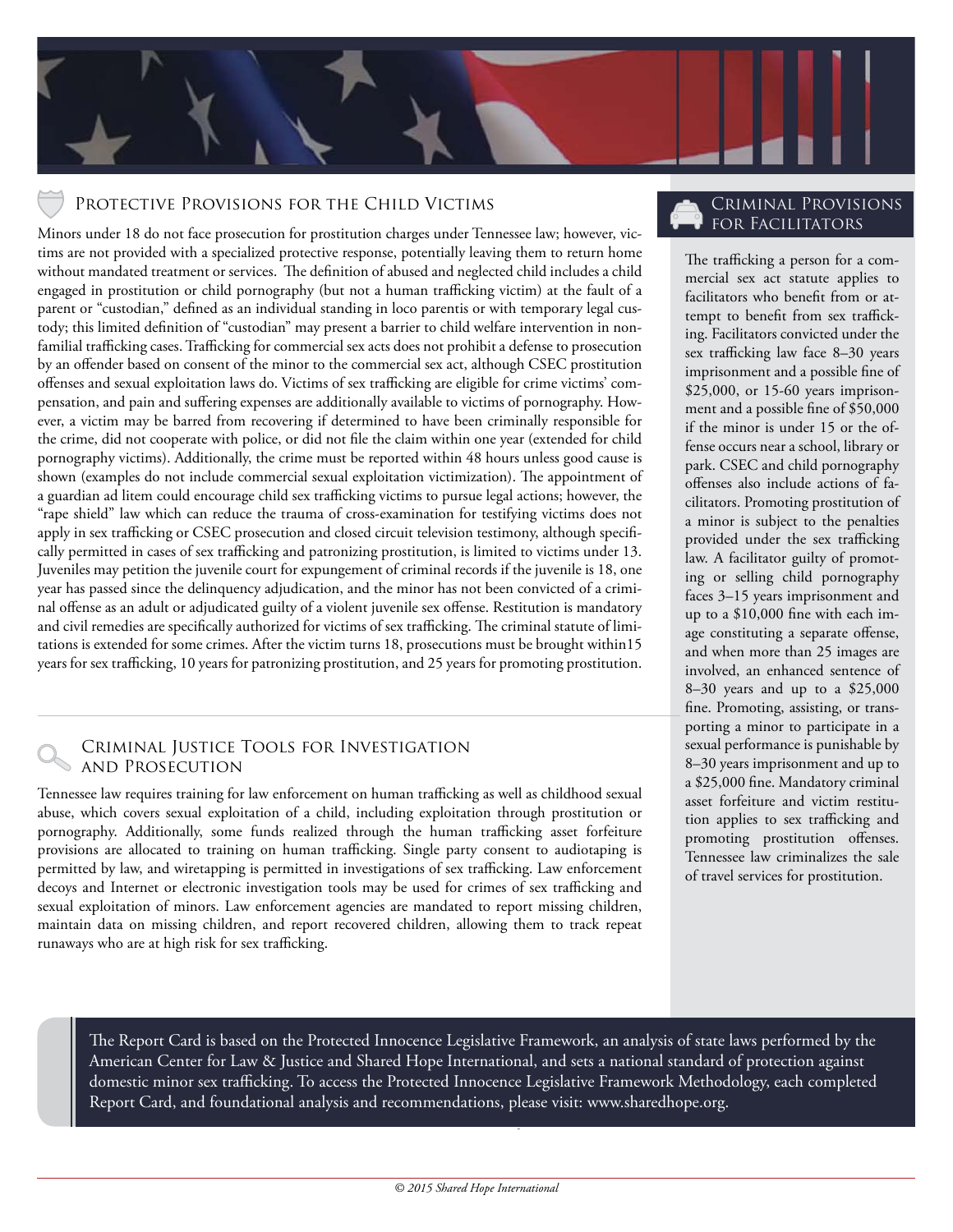## Protective Provisions for the Child Victims

Minors under 18 do not face prosecution for prostitution charges under Tennessee law; however, victims are not provided with a specialized protective response, potentially leaving them to return home without mandated treatment or services. The definition of abused and neglected child includes a child engaged in prostitution or child pornography (but not a human trafficking victim) at the fault of a parent or "custodian," defined as an individual standing in loco parentis or with temporary legal custody; this limited definition of "custodian" may present a barrier to child welfare intervention in non-familial trafficking cases. Trafficking for commercial sex acts does not prohibit a defense to prosecution by an offender based on consent of the minor to the commercial sex act, although CSEC prostitution offenses and sexual exploitation laws do. Victims of sex trafficking are eligible for crime victims' compensation, and pain and suffering expenses are additionally available to victims of pornography. However, a victim may be barred from recovering if determined to have been criminally responsible for the crime, did not cooperate with police, or did not file the claim within one year (extended for child pornography victims). Additionally, the crime must be reported within 48 hours unless good cause is shown (examples do not include commercial sexual exploitation victimization). The appointment of a guardian ad litem could encourage child sex trafficking victims to pursue legal actions; however, the "rape shield" law which can reduce the trauma of cross-examination for testifying victims does not apply in sex trafficking or CSEC prosecution and closed circuit television testimony, although specifically permitted in cases of sex trafficking and patronizing prostitution, is limited to victims under 13. Juveniles may petition the juvenile court for expungement of criminal records if the juvenile is 18, one year has passed since the delinquency adjudication, and the minor has not been convicted of a criminal offense as an adult or adjudicated guilty of a violent juvenile sex offense. Restitution is mandatory and civil remedies are specifically authorized for victims of sex trafficking. The criminal statute of limitations is extended for some crimes. After the victim turns 18, prosecutions must be brought within15 years for sex trafficking, 10 years for patronizing prostitution, and 25 years for promoting prostitution.

## Criminal Justice Tools for Investigation and Prosecution

Tennessee law requires training for law enforcement on human trafficking as well as childhood sexual abuse, which covers sexual exploitation of a child, including exploitation through prostitution or pornography. Additionally, some funds realized through the human trafficking asset forfeiture provisions are allocated to training on human trafficking. Single party consent to audiotaping is permitted by law, and wiretapping is permitted in investigations of sex trafficking. Law enforcement decoys and Internet or electronic investigation tools may be used for crimes of sex trafficking and sexual exploitation of minors. Law enforcement agencies are mandated to report missing children, maintain data on missing children, and report recovered children, allowing them to track repeat runaways who are at high risk for sex trafficking.

## Criminal Provisions for Facilitators

The trafficking a person for a commercial sex act statute applies to facilitators who benefit from or attempt to benefit from sex trafficking. Facilitators convicted under the sex trafficking law face 8–30 years imprisonment and a possible fine of $25,000, or 15-60 years imprisonment and a possible fine of $50,000 if the minor is under 15 or the offense occurs near a school, library or park. CSEC and child pornography offenses also include actions of facilitators. Promoting prostitution of a minor is subject to the penalties provided under the sex trafficking law. A facilitator guilty of promoting or selling child pornography faces 3–15 years imprisonment and up to a $10,000 fine with each image constituting a separate offense, and when more than 25 images are involved, an enhanced sentence of 8–30 years and up to a $25,000 fine. Promoting, assisting, or transporting a minor to participate in a sexual performance is punishable by 8–30 years imprisonment and up to a $25,000 fine. Mandatory criminal asset forfeiture and victim restitution applies to sex trafficking and promoting prostitution offenses. Tennessee law criminalizes the sale of travel services for prostitution.

The Report Card is based on the Protected Innocence Legislative Framework, an analysis of state laws performed by the American Center for Law & Justice and Shared Hope International, and sets a national standard of protection against domestic minor sex trafficking. To access the Protected Innocence Legislative Framework Methodology, each completed Report Card, and foundational analysis and recommendations, please visit: www.sharedhope.org.

*© 2015 Shared Hope International*